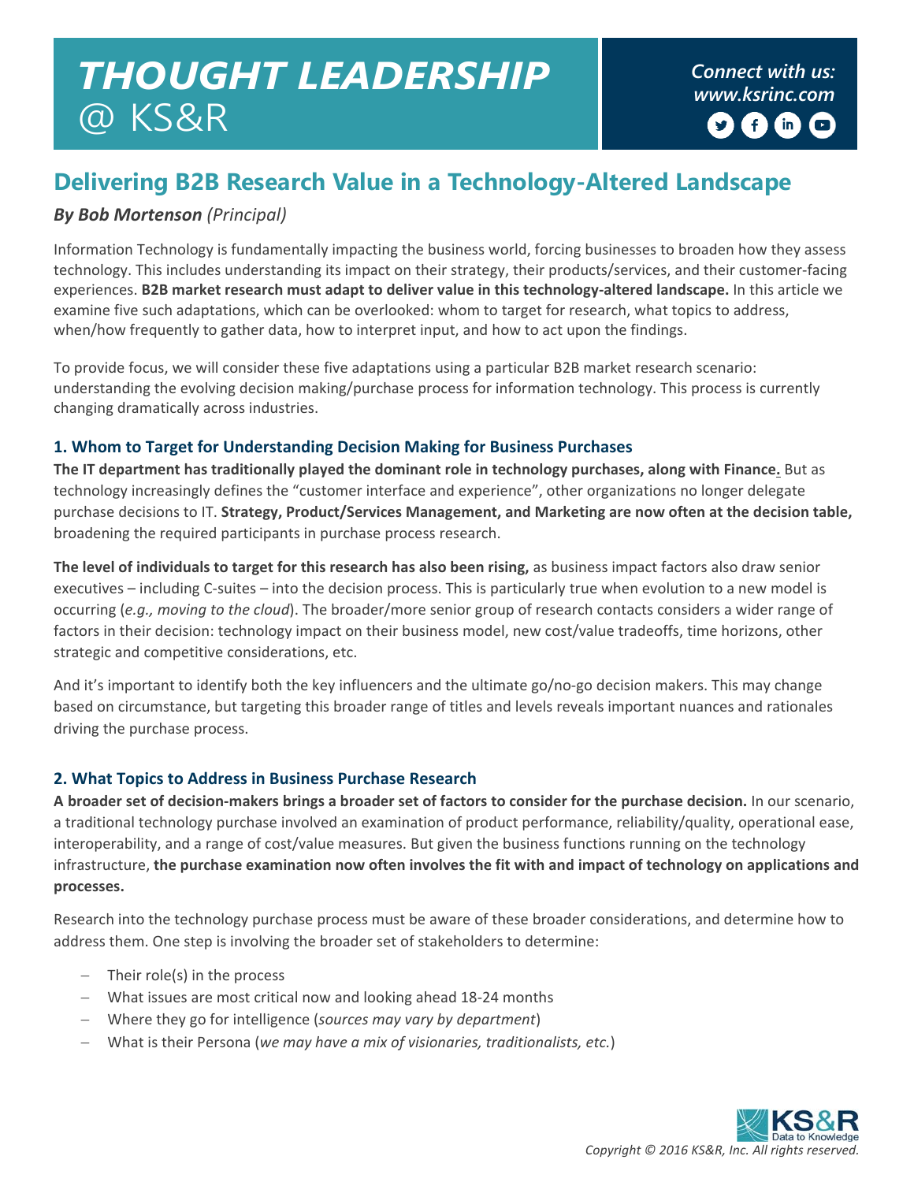# THOUGHT LEADERSHIP @ KS&R

*Connect with us: www.ksrinc.com*

## Delivering B2B Research Value in a Technology-Altered Landscape

***By Bob Mortenson** (Principal)*

Information Technology is fundamentally impacting the business world, forcing businesses to broaden how they assess technology. This includes understanding its impact on their strategy, their products/services, and their customer-facing experiences. **B2B market research must adapt to deliver value in this technology-altered landscape.** In this article we examine five such adaptations, which can be overlooked: whom to target for research, what topics to address, when/how frequently to gather data, how to interpret input, and how to act upon the findings.

To provide focus, we will consider these five adaptations using a particular B2B market research scenario: understanding the evolving decision making/purchase process for information technology. This process is currently changing dramatically across industries.

### 1. Whom to Target for Understanding Decision Making for Business Purchases

**The IT department has traditionally played the dominant role in technology purchases, along with Finance.** But as technology increasingly defines the "customer interface and experience", other organizations no longer delegate purchase decisions to IT. **Strategy, Product/Services Management, and Marketing are now often at the decision table,** broadening the required participants in purchase process research.

**The level of individuals to target for this research has also been rising,** as business impact factors also draw senior executives – including C-suites – into the decision process. This is particularly true when evolution to a new model is occurring (*e.g., moving to the cloud*). The broader/more senior group of research contacts considers a wider range of factors in their decision: technology impact on their business model, new cost/value tradeoffs, time horizons, other strategic and competitive considerations, etc.

And it's important to identify both the key influencers and the ultimate go/no-go decision makers. This may change based on circumstance, but targeting this broader range of titles and levels reveals important nuances and rationales driving the purchase process.

### 2. What Topics to Address in Business Purchase Research

**A broader set of decision-makers brings a broader set of factors to consider for the purchase decision.** In our scenario, a traditional technology purchase involved an examination of product performance, reliability/quality, operational ease, interoperability, and a range of cost/value measures. But given the business functions running on the technology infrastructure, **the purchase examination now often involves the fit with and impact of technology on applications and processes.**

Research into the technology purchase process must be aware of these broader considerations, and determine how to address them. One step is involving the broader set of stakeholders to determine:

- Their role(s) in the process
- What issues are most critical now and looking ahead 18-24 months
- Where they go for intelligence (*sources may vary by department*)
- What is their Persona (*we may have a mix of visionaries, traditionalists, etc.*)

*Copyright © 2016 KS&R, Inc. All rights reserved.*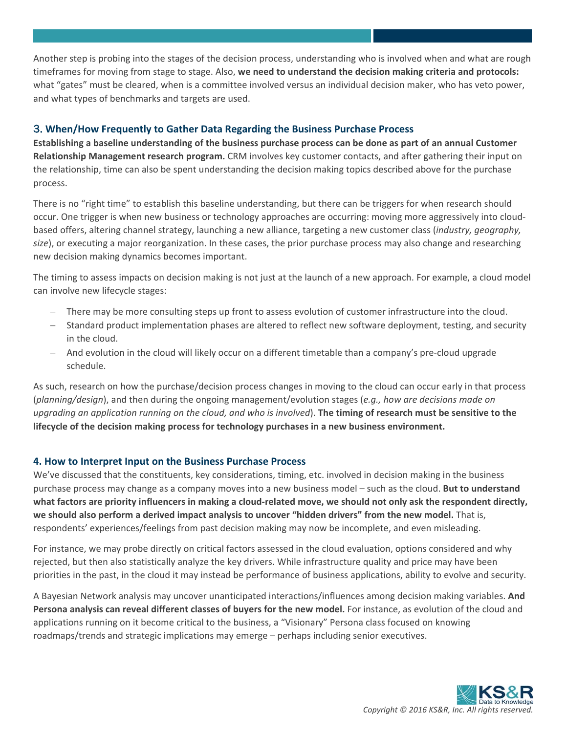Another step is probing into the stages of the decision process, understanding who is involved when and what are rough timeframes for moving from stage to stage. Also, **we need to understand the decision making criteria and protocols:** what "gates" must be cleared, when is a committee involved versus an individual decision maker, who has veto power, and what types of benchmarks and targets are used.

### 3. When/How Frequently to Gather Data Regarding the Business Purchase Process

**Establishing a baseline understanding of the business purchase process can be done as part of an annual Customer Relationship Management research program.** CRM involves key customer contacts, and after gathering their input on the relationship, time can also be spent understanding the decision making topics described above for the purchase process.

There is no "right time" to establish this baseline understanding, but there can be triggers for when research should occur. One trigger is when new business or technology approaches are occurring: moving more aggressively into cloud-based offers, altering channel strategy, launching a new alliance, targeting a new customer class (*industry, geography, size*), or executing a major reorganization. In these cases, the prior purchase process may also change and researching new decision making dynamics becomes important.

The timing to assess impacts on decision making is not just at the launch of a new approach. For example, a cloud model can involve new lifecycle stages:

- There may be more consulting steps up front to assess evolution of customer infrastructure into the cloud.
- Standard product implementation phases are altered to reflect new software deployment, testing, and security in the cloud.
- And evolution in the cloud will likely occur on a different timetable than a company's pre-cloud upgrade schedule.

As such, research on how the purchase/decision process changes in moving to the cloud can occur early in that process (*planning/design*), and then during the ongoing management/evolution stages (*e.g., how are decisions made on upgrading an application running on the cloud, and who is involved*). **The timing of research must be sensitive to the lifecycle of the decision making process for technology purchases in a new business environment.**

### 4. How to Interpret Input on the Business Purchase Process

We've discussed that the constituents, key considerations, timing, etc. involved in decision making in the business purchase process may change as a company moves into a new business model – such as the cloud. **But to understand what factors are priority influencers in making a cloud-related move, we should not only ask the respondent directly, we should also perform a derived impact analysis to uncover "hidden drivers" from the new model.** That is, respondents' experiences/feelings from past decision making may now be incomplete, and even misleading.

For instance, we may probe directly on critical factors assessed in the cloud evaluation, options considered and why rejected, but then also statistically analyze the key drivers. While infrastructure quality and price may have been priorities in the past, in the cloud it may instead be performance of business applications, ability to evolve and security.

A Bayesian Network analysis may uncover unanticipated interactions/influences among decision making variables. **And Persona analysis can reveal different classes of buyers for the new model.** For instance, as evolution of the cloud and applications running on it become critical to the business, a "Visionary" Persona class focused on knowing roadmaps/trends and strategic implications may emerge – perhaps including senior executives.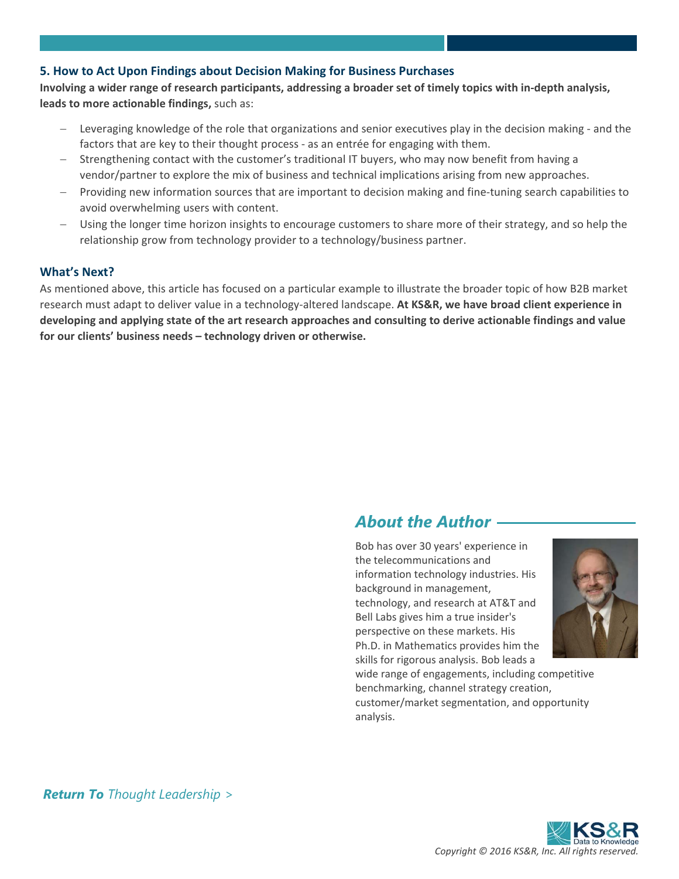### 5. How to Act Upon Findings about Decision Making for Business Purchases

**Involving a wider range of research participants, addressing a broader set of timely topics with in-depth analysis, leads to more actionable findings,** such as:

- Leveraging knowledge of the role that organizations and senior executives play in the decision making - and the factors that are key to their thought process - as an entrée for engaging with them.
- Strengthening contact with the customer's traditional IT buyers, who may now benefit from having a vendor/partner to explore the mix of business and technical implications arising from new approaches.
- Providing new information sources that are important to decision making and fine-tuning search capabilities to avoid overwhelming users with content.
- Using the longer time horizon insights to encourage customers to share more of their strategy, and so help the relationship grow from technology provider to a technology/business partner.

### What's Next?

As mentioned above, this article has focused on a particular example to illustrate the broader topic of how B2B market research must adapt to deliver value in a technology-altered landscape. **At KS&R, we have broad client experience in developing and applying state of the art research approaches and consulting to derive actionable findings and value for our clients' business needs – technology driven or otherwise.**

## *About the Author*

Bob has over 30 years' experience in the telecommunications and information technology industries. His background in management, technology, and research at AT&T and Bell Labs gives him a true insider's perspective on these markets. His Ph.D. in Mathematics provides him the skills for rigorous analysis. Bob leads a wide range of engagements, including competitive benchmarking, channel strategy creation, customer/market segmentation, and opportunity analysis.

***Return To*** *Thought Leadership >*

KS&R Data to Knowledge

*Copyright © 2016 KS&R, Inc. All rights reserved.*